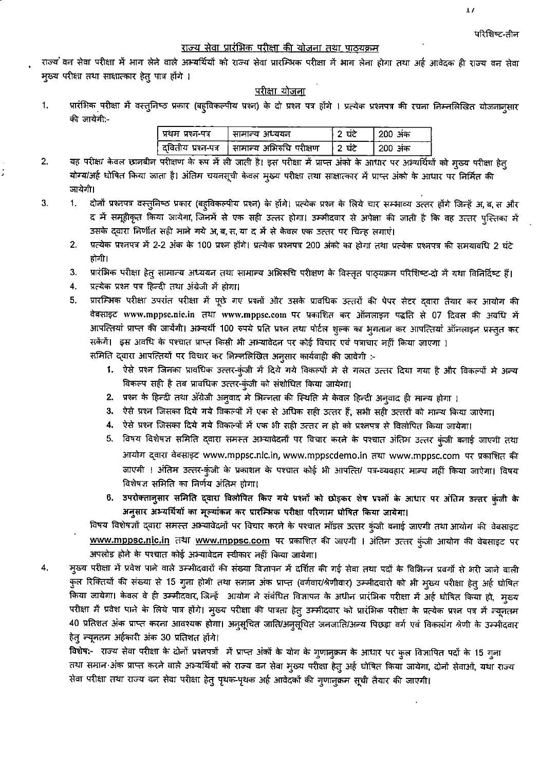परिशिष्ट-तीन

## राज्य सेवा प्रारंभिक परीक्षा की योजना तथा पाठ्यक्रम

राज्य वन सेवा परीक्षा में भाग लेने वाले अभ्यर्थियों को राज्य सेवा प्रारम्भिक परीक्षा में भाग लेना होगा तथा अर्ह आवेदक ही राज्य वन सेवा मुख्य परीक्षा तथा साक्षात्कार हेतु पात्र होंगे ।

### परीक्षा योजना

1. प्रारंभिक परीक्षा में वस्तुनिष्ठ प्रकार (बहुविकल्पीय प्रश्न) के दो प्रश्न पत्र होंगे । प्रत्येक प्रश्नपत्र की रचना निम्नलिखित योजनानुसार की जायेगी:-

| प्रथम प्रश्न-पत्र | सामान्य अध्ययन | 2 घंटे | 200 अंक |
|---|---|---|---|
| द्वितीय प्रश्न-पत्र | सामान्य अभिरुचि परीक्षण | 2 घंटे | 200 अंक |

2. यह परीक्षा केवल छानबीन परीक्षण के रूप में ली जाती है। इस परीक्षा में प्राप्त अंकों के आधार पर अभ्यर्थियों को मुख्य परीक्षा हेतु योग्य/अर्ह घोषित किया जाता है। अंतिम चयनसूची केवल मुख्य परीक्षा तथा साक्षात्कार में प्राप्त अंको के आधार पर निर्मित की जायेगी।

3. 
   1. दोनों प्रश्नपत्र वस्तुनिष्ठ प्रकार (बहुविकल्पीय प्रश्न) के होंगे। प्रत्येक प्रश्न के लिये चार सम्भाव्य उत्तर होंगे जिन्हें अ, ब, स और द में समूहीकृत किया जायेगा, जिनमें से एक सही उत्तर होगा। उम्मीदवार से अपेक्षा की जाती है कि वह उत्तर पुस्तिका में उसके द्वारा निर्णीत सही माने गये अ, ब, स, या द में से केवल एक उत्तर पर चिन्ह लगाएं।
   2. प्रत्येक प्रश्नपत्र में 2-2 अंक के 100 प्रश्न होंगे। प्रत्येक प्रश्नपत्र 200 अंको का होगा तथा प्रत्येक प्रश्नपत्र की समयावधि 2 घंटे होगी।
   3. प्रारंभिक परीक्षा हेतु सामान्य अध्ययन तथा सामान्य अभिरूचि परीक्षण के विस्तृत पाठ्यक्रम परिशिष्ट-दो में यथा विनिर्दिष्ट हैं।
   4. प्रत्येक प्रश्न पत्र हिन्दी तथा अंग्रेजी में होगा।
   5. प्रारम्भिक परीक्षा उपरांत परीक्षा में पूछे गए प्रश्नों और उसके प्रावधिक उत्तरों की पेपर सेटर द्वारा तैयार कर आयोग की वेबसाइट www.mppsc.nic.in तथा www.mppsc.com पर प्रकाशित कर ऑनलाइन पद्धति से 07 दिवस की अवधि में आपत्तियां प्राप्त की जायेंगी। अभ्यर्थी 100 रुपये प्रति प्रश्न तथा पोर्टल शुल्क का भुगतान कर आपत्तियां ऑनलाइन प्रस्तुत कर सकेंगें। इस अवधि के पश्चात प्राप्त किसी भी अभ्यावेदन पर कोई विचार एवं पत्राचार नहीं किया जाएगा ।

      समिति द्वारा आपत्तियों पर विचार कर निम्नलिखित अनुसार कार्यवाही की जावेगी :-

      1. ऐसे प्रश्न जिनका प्रावधिक उत्तर-कुंजी में दिये गये विकल्पों मे से गलत उत्तर दिया गया है और विकल्पों मे अन्य विकल्प सही है तब प्रावधिक उत्तर-कुंजी को संशोधित किया जायेगा।
      2. प्रश्न के हिन्दी तथा अँग्रेजी अनुवाद मे भिन्नता की स्थिति मे केवल हिन्दी अनुवाद ही मान्य होगा ।
      3. ऐसे प्रश्न जिसका दिये गये विकल्पों में एक से अधिक सही उत्तर हैं, सभी सही उत्तरों को मान्य किया जाएगा।
      4. ऐसे प्रश्न जिसका दिये गये विकल्पों में एक भी सही उत्तर न हो को प्रश्नपत्र से विलोपित किया जायेगा।
      5. विषय विशेषज्ञ समिति द्वारा समस्त अभ्यावेदनों पर विचार करने के पश्चात अंतिम उत्तर कुंजी बनाई जाएगी तथा आयोग द्वारा वेबसाइट www.mppsc.nic.in, www.mppscdemo.in तथा www.mppsc.com पर प्रकाशित की जाएगी । अंतिम उत्तर-कुंजी के प्रकाशन के पश्चात कोई भी आपत्ति/ पत्र-व्यवहार मान्य नहीं किया जाएगा। विषय विशेषज्ञ समिति का निर्णय अंतिम होगा।
      6. **उपरोक्तानुसार समिति द्वारा विलोपित किए गये प्रश्नों को छोड़कर शेष प्रश्नों के आधार पर अंतिम उत्तर कुंजी के अनुसार अभ्यर्थियों का मूल्यांकन कर प्रारम्भिक परीक्षा परिणाम घोषित किया जायेगा।**

      विषय विशेषज्ञों द्वारा समस्त अभ्यावेदनों पर विचार करने के पश्चात मॉडल उत्तर कुंजी बनाई जाएगी तथा आयोग की वेबसाइट www.mppsc.nic.in तथा www.mppsc.com पर प्रकाशित की जाएगी । अंतिम उत्तर कुंजी आयोग की वेबसाइट पर अपलोड होने के पश्चात कोई अभ्यावेदन स्वीकार नहीं किया जायेगा।

4. मुख्य परीक्षा में प्रवेश पाने वाले उम्मीदवारों की संख्या विज्ञापन में दर्शित की गई सेवा तथा पदों के विभिन्न प्रवर्गों से भरी जाने वाली कुल रिक्तियों की संख्या से 15 गुना होगी तथा समान अंक प्राप्त (वर्गवार/श्रेणीवार) उम्मीदवारो को भी मुख्य परीक्षा हेतु अर्ह घोषित किया जायेगा। केवल वे ही उम्मीदवार, जिन्हें आयोग ने संबंधित विज्ञापन के अधीन प्रारंभिक परीक्षा में अर्ह घोषित किया हो, मुख्य परीक्षा में प्रवेश पाने के लिये पात्र होंगे। मुख्य परीक्षा की पात्रता हेतु उम्मीदवार को प्रारंभिक परीक्षा के प्रत्येक प्रश्न पत्र में न्यूनतम 40 प्रतिशत अंक प्राप्त करना आवश्यक होगा। अनुसूचित जाति/अनुसूचित जनजाति/अन्य पिछड़ा वर्ग एवं विकलांग श्रेणी के उम्मीदवार हेतु न्यूनतम अर्हकारी अंक 30 प्रतिशत होंगे।

   **विशेष:-** राज्य सेवा परीक्षा के दोनों प्रश्नपत्रों में प्राप्त अंकों के योग के गुणानुक्रम के आधार पर कुल विज्ञापित पदों के 15 गुना तथा समान अंक प्राप्त करने वाले अभ्यर्थियों को राज्य वन सेवा मुख्य परीक्षा हेतु अर्ह घोषित किया जायेगा, दोनों सेवाओं, यथा राज्य सेवा परीक्षा तथा राज्य वन सेवा परीक्षा हेतु पृथक-पृथक अर्ह आवेदकों की गुणानुक्रम सूची तैयार की जाएगी।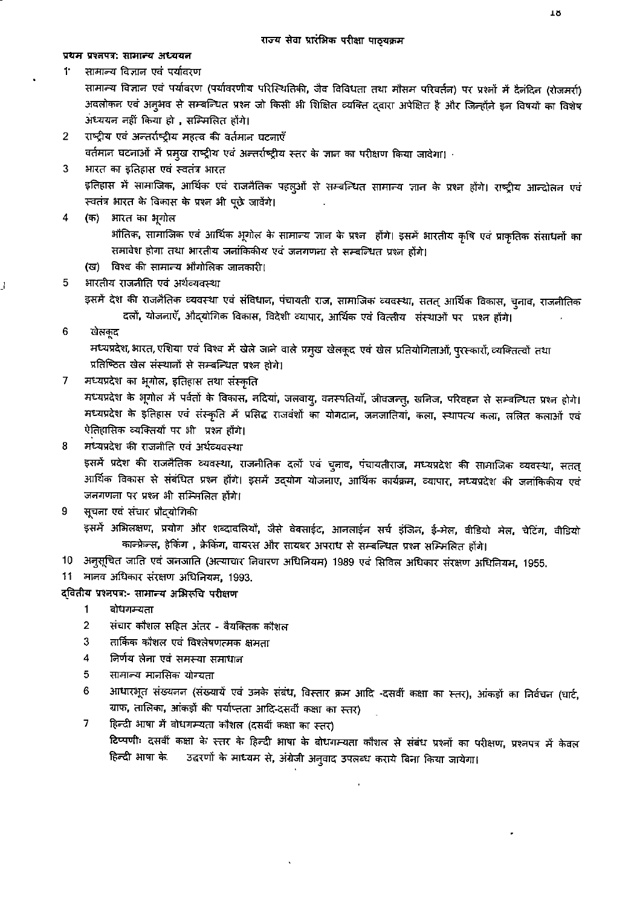## राज्य सेवा प्रारंभिक परीक्षा पाठ्यक्रम

### प्रथम प्रश्नपत्र: सामान्य अध्ययन

1. **सामान्य विज्ञान एवं पर्यावरण**

   सामान्य विज्ञान एवं पर्यावरण (पर्यावरणीय परिस्थितिकी, जैव विविधता तथा मौसम परिवर्तन) पर प्रश्नों में दैनंदिन (रोजमर्रा) अवलोकन एवं अनुभव से सम्बन्धित प्रश्न जो किसी भी शिक्षित व्यक्ति द्वारा अपेक्षित है और जिन्होंने इन विषयों का विशेष अध्ययन नहीं किया हो , सम्मिलित होंगे।

2. **राष्ट्रीय एवं अन्तर्राष्ट्रीय महत्व की वर्तमान घटनाएँ**

   वर्तमान घटनाओं में प्रमुख राष्ट्रीय एवं अन्तर्राष्ट्रीय स्तर के ज्ञान का परीक्षण किया जावेगा।

3. **भारत का इतिहास एवं स्वतंत्र भारत**

   इतिहास में सामाजिक, आर्थिक एवं राजनैतिक पहलुओं से सम्बन्धित सामान्य ज्ञान के प्रश्न होंगे। राष्ट्रीय आन्दोलन एवं स्वतंत्र भारत के विकास के प्रश्न भी पूछे जावेंगे।

4. (क) **भारत का भूगोल**

   भौतिक, सामाजिक एवं आर्थिक भूगोल के सामान्य ज्ञान के प्रश्न होंगे। इसमें भारतीय कृषि एवं प्राकृतिक संसाधनों का समावेश होगा तथा भारतीय जनांकिकीय एवं जनगणना से सम्बन्धित प्रश्न होंगे।

   (ख) विश्व की सामान्य भौगोलिक जानकारी।

5. **भारतीय राजनीति एवं अर्थव्यवस्था**

   इसमें देश की राजनैतिक व्यवस्था एवं संविधान, पंचायती राज, सामाजिक व्यवस्था, सतत् आर्थिक विकास, चुनाव, राजनीतिक दलों, योजनाएँ, औद्योगिक विकास, विदेशी व्यापार, आर्थिक एवं वित्तीय संस्थाओं पर प्रश्न होंगे।

6. **खेलकूद**

   मध्यप्रदेश, भारत, एशिया एवं विश्व में खेले जाने वाले प्रमुख खेलकूद एवं खेल प्रतियोगिताओं, पुरस्कारों, व्यक्तित्वों तथा प्रतिष्ठित खेल संस्थानों से सम्बन्धित प्रश्न होगे।

7. **मध्यप्रदेश का भूगोल, इतिहास तथा संस्कृति**

   मध्यप्रदेश के भूगोल में पर्वतों के विकास, नदियां, जलवायु, वनस्पतियाँ, जीवजन्तु, खनिज, परिवहन से सम्बन्धित प्रश्न होगे। मध्यप्रदेश के इतिहास एवं संस्कृति में प्रसिद्ध राजवंशों का योगदान, जनजातियां, कला, स्थापत्य कला, ललित कलाओं एवं ऐतिहासिक व्यक्तियों पर भी प्रश्न होंगे।

8. **मध्यप्रदेश की राजनीति एवं अर्थव्यवस्था**

   इसमें प्रदेश की राजनैतिक व्यवस्था, राजनीतिक दलों एवं चुनाव, पंचायतीराज, मध्यप्रदेश की सामाजिक व्यवस्था, सतत् आर्थिक विकास से संबंधित प्रश्न होंगे। इसमें उद्योग योजनाए, आर्थिक कार्यक्रम, व्यापार, मध्यप्रदेश की जनांकिकीय एवं जनगणना पर प्रश्न भी सम्मिलित होंगे।

9. **सूचना एवं संचार प्रौद्योगिकी**

   इसमें अभिलक्षण, प्रयोग और शब्दावलियों, जैसे वेबसाईट, आनलाईन सर्च इंजिन, ई-मेल, वीडियो मेल, चेटिंग, वीडियो कान्फ्रेन्स, हेकिंग , क्रेकिंग, वायरस और सायबर अपराध से सम्बन्धित प्रश्न सम्मिलित होंगे।

10. अनुसूचित जाति एवं जनजाति (अत्याचार निवारण अधिनियम) 1989 एवं सिविल अधिकार संरक्षण अधिनियम, 1955.

11. मानव अधिकार संरक्षण अधिनियम, 1993.

### द्वितीय प्रश्नपत्र:- सामान्य अभिरुचि परीक्षण

1. बोधगम्यता
2. संचार कौशल सहित अंतर - वैयक्तिक कौशल
3. तार्किक कौशल एवं विश्लेषणत्मक क्षमता
4. निर्णय लेना एवं समस्या समाधान
5. सामान्य मानसिक योग्यता
6. आधारभूत संख्यनन (संख्यायें एवं उनके संबंध, विस्तार क्रम आदि -दसवीं कक्षा का स्तर), आंकड़ों का निर्वचन (चार्ट, ग्राफ, तालिका, आंकड़ों की पर्याप्तता आदि-दसवीं कक्षा का स्तर)
7. हिन्दी भाषा में बोधगम्यता कौशल (दसवीं कक्षा का स्तर)

   **टिप्पणीः** दसवीं कक्षा के स्तर के हिन्दी भाषा के बोधगम्यता कौशल से संबंध प्रश्नों का परीक्षण, प्रश्नपत्र में केवल हिन्दी भाषा के उद्धरणों के माध्यम से, अंग्रेजी अनुवाद उपलब्ध कराये बिना किया जायेगा।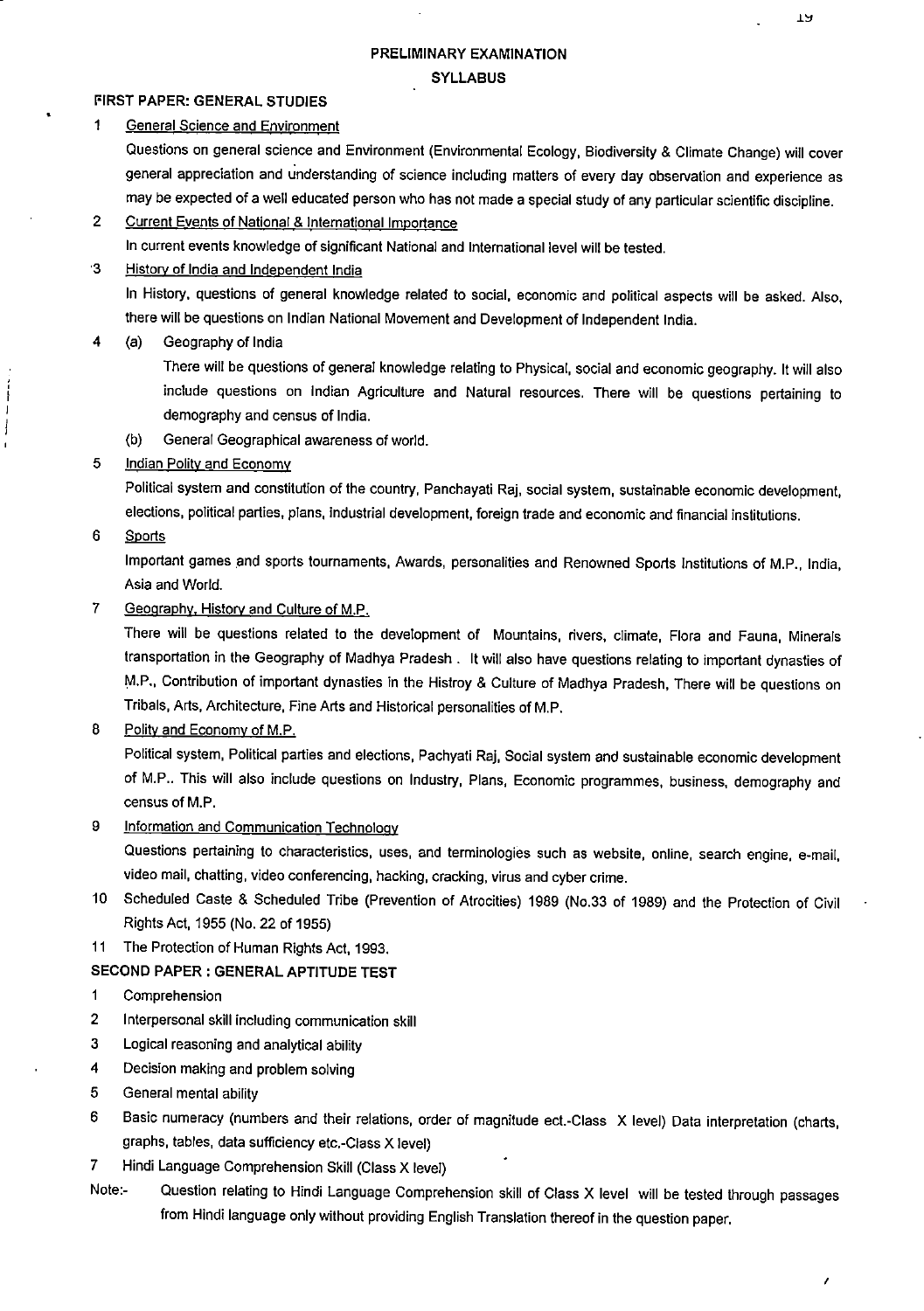# PRELIMINARY EXAMINATION

## SYLLABUS

### FIRST PAPER: GENERAL STUDIES

1. General Science and Environment

   Questions on general science and Environment (Environmental Ecology, Biodiversity & Climate Change) will cover general appreciation and understanding of science including matters of every day observation and experience as may be expected of a well educated person who has not made a special study of any particular scientific discipline.

2. Current Events of National & International Importance

   In current events knowledge of significant National and International level will be tested.

3. History of India and Independent India

   In History, questions of general knowledge related to social, economic and political aspects will be asked. Also, there will be questions on Indian National Movement and Development of Independent India.

4. (a) Geography of India

   There will be questions of general knowledge relating to Physical, social and economic geography. It will also include questions on Indian Agriculture and Natural resources. There will be questions pertaining to demography and census of India.

   (b) General Geographical awareness of world.

5. Indian Polity and Economy

   Political system and constitution of the country, Panchayati Raj, social system, sustainable economic development, elections, political parties, plans, industrial development, foreign trade and economic and financial institutions.

6. Sports

   Important games and sports tournaments, Awards, personalities and Renowned Sports Institutions of M.P., India, Asia and World.

7. Geography, History and Culture of M.P.

   There will be questions related to the development of Mountains, rivers, climate, Flora and Fauna, Minerals transportation in the Geography of Madhya Pradesh . It will also have questions relating to important dynasties of M.P., Contribution of important dynasties in the Histroy & Culture of Madhya Pradesh, There will be questions on Tribals, Arts, Architecture, Fine Arts and Historical personalities of M.P.

8. Polity and Economy of M.P.

   Political system, Political parties and elections, Pachyati Raj, Social system and sustainable economic development of M.P.. This will also include questions on Industry, Plans, Economic programmes, business, demography and census of M.P.

9. Information and Communication Technology

   Questions pertaining to characteristics, uses, and terminologies such as website, online, search engine, e-mail, video mail, chatting, video conferencing, hacking, cracking, virus and cyber crime.

10. Scheduled Caste & Scheduled Tribe (Prevention of Atrocities) 1989 (No.33 of 1989) and the Protection of Civil Rights Act, 1955 (No. 22 of 1955)

11. The Protection of Human Rights Act, 1993.

### SECOND PAPER : GENERAL APTITUDE TEST

1. Comprehension
2. Interpersonal skill including communication skill
3. Logical reasoning and analytical ability
4. Decision making and problem solving
5. General mental ability
6. Basic numeracy (numbers and their relations, order of magnitude ect.-Class X level) Data interpretation (charts, graphs, tables, data sufficiency etc.-Class X level)
7. Hindi Language Comprehension Skill (Class X level)

Note:- Question relating to Hindi Language Comprehension skill of Class X level will be tested through passages from Hindi language only without providing English Translation thereof in the question paper.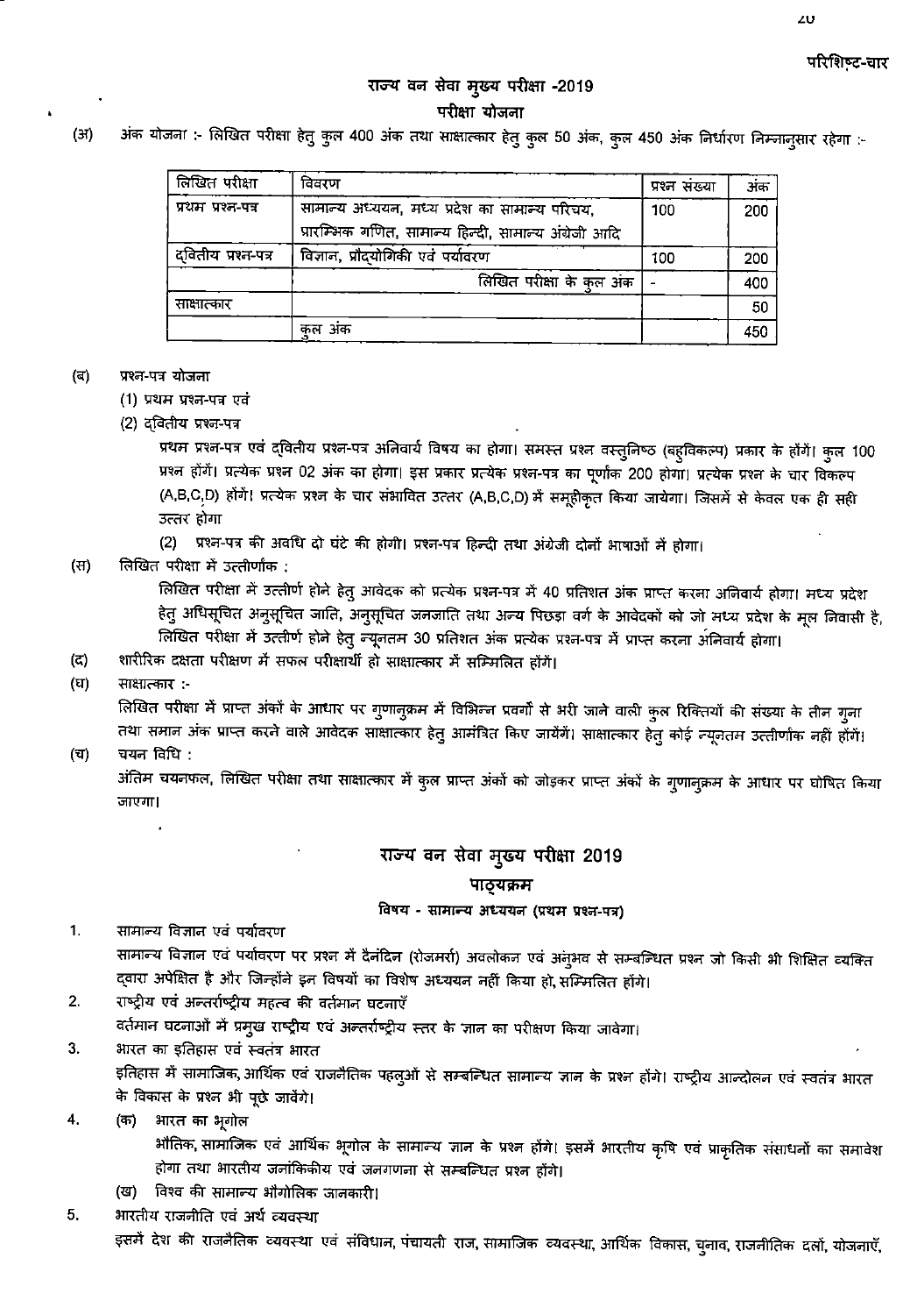परिशिष्ट-चार

## राज्य वन सेवा मुख्य परीक्षा -2019

### परीक्षा योजना

(अ) अंक योजना :- लिखित परीक्षा हेतु कुल 400 अंक तथा साक्षात्कार हेतु कुल 50 अंक, कुल 450 अंक निर्धारण निम्नानुसार रहेगा :-

| लिखित परीक्षा | विवरण | प्रश्न संख्या | अंक |
|---|---|---|---|
| प्रथम प्रश्न-पत्र | सामान्य अध्ययन, मध्य प्रदेश का सामान्य परिचय, प्रारम्भिक गणित, सामान्य हिन्दी, सामान्य अंग्रेजी आदि | 100 | 200 |
| द्वितीय प्रश्न-पत्र | विज्ञान, प्रौद्योगिकी एवं पर्यावरण | 100 | 200 |
| | लिखित परीक्षा के कुल अंक | - | 400 |
| साक्षात्कार | | | 50 |
| | कुल अंक | | 450 |

(ब) प्रश्न-पत्र योजना

(1) प्रथम प्रश्न-पत्र एवं

(2) द्वितीय प्रश्न-पत्र

प्रथम प्रश्न-पत्र एवं द्वितीय प्रश्न-पत्र अनिवार्य विषय का होगा। समस्त प्रश्न वस्तुनिष्ठ (बहुविकल्प) प्रकार के होंगें। कुल 100 प्रश्न होंगें। प्रत्येक प्रश्न 02 अंक का होगा। इस प्रकार प्रत्येक प्रश्न-पत्र का पूर्णांक 200 होगा। प्रत्येक प्रश्न के चार विकल्प (A,B,C,D) होंगें। प्रत्येक प्रश्न के चार संभावित उत्तर (A,B,C,D) में समूहीकृत किया जायेगा। जिसमें से केवल एक ही सही उत्तर होगा

(2) प्रश्न-पत्र की अवधि दो घंटे की होगी। प्रश्न-पत्र हिन्दी तथा अंग्रेजी दोनों भाषाओं में होगा।

(स) लिखित परीक्षा में उत्तीर्णांक :

लिखित परीक्षा में उत्तीर्ण होने हेतु आवेदक को प्रत्येक प्रश्न-पत्र में 40 प्रतिशत अंक प्राप्त करना अनिवार्य होगा। मध्य प्रदेश हेतु अधिसूचित अनुसूचित जाति, अनुसूचित जनजाति तथा अन्य पिछड़ा वर्ग के आवेदकों को जो मध्य प्रदेश के मूल निवासी है, लिखित परीक्षा में उत्तीर्ण होने हेतु न्यूनतम 30 प्रतिशत अंक प्रत्येक प्रश्न-पत्र में प्राप्त करना अनिवार्य होगा।

(द) शारीरिक दक्षता परीक्षण में सफल परीक्षार्थी ही साक्षात्कार में सम्मिलित होंगें।

(घ) साक्षात्कार :-

लिखित परीक्षा में प्राप्त अंकों के आधार पर गुणानुक्रम में विभिन्न प्रवर्गों से भरी जाने वाली कुल रिक्तियों की संख्या के तीन गुना तथा समान अंक प्राप्त करने वाले आवेदक साक्षात्कार हेतु आमंत्रित किए जायेंगें। साक्षात्कार हेतु कोई न्यूनतम उत्तीर्णांक नहीं होंगें।

(च) चयन विधि :

अंतिम चयनफल, लिखित परीक्षा तथा साक्षात्कार में कुल प्राप्त अंकों को जोड़कर प्राप्त अंकों के गुणानुक्रम के आधार पर घोषित किया जाएगा।

## राज्य वन सेवा मुख्य परीक्षा 2019

### पाठ्यक्रम

#### विषय - सामान्य अध्ययन (प्रथम प्रश्न-पत्र)

1. सामान्य विज्ञान एवं पर्यावरण

   सामान्य विज्ञान एवं पर्यावरण पर प्रश्न में दैनंदिन (रोजमर्रा) अवलोकन एवं अनुभव से सम्बन्धित प्रश्न जो किसी भी शिक्षित व्यक्ति द्वारा अपेक्षित है और जिन्होंने इन विषयों का विशेष अध्ययन नहीं किया हो, सम्मिलित होंगे।

2. राष्ट्रीय एवं अन्तर्राष्ट्रीय महत्व की वर्तमान घटनाएँ

   वर्तमान घटनाओं में प्रमुख राष्ट्रीय एवं अन्तर्राष्ट्रीय स्तर के ज्ञान का परीक्षण किया जावेगा।

3. भारत का इतिहास एवं स्वतंत्र भारत

   इतिहास में सामाजिक, आर्थिक एवं राजनैतिक पहलुओं से सम्बन्धित सामान्य ज्ञान के प्रश्न होंगे। राष्ट्रीय आन्दोलन एवं स्वतंत्र भारत के विकास के प्रश्न भी पूछे जावेंगे।

4. (क) भारत का भूगोल

   भौतिक, सामाजिक एवं आर्थिक भूगोल के सामान्य ज्ञान के प्रश्न होंगे। इसमें भारतीय कृषि एवं प्राकृतिक संसाधनों का समावेश होगा तथा भारतीय जनांकिकीय एवं जनगणना से सम्बन्धित प्रश्न होंगे।

   (ख) विश्व की सामान्य भौगोलिक जानकारी।

5. भारतीय राजनीति एवं अर्थ व्यवस्था

   इसमें देश की राजनैतिक व्यवस्था एवं संविधान, पंचायती राज, सामाजिक व्यवस्था, आर्थिक विकास, चुनाव, राजनीतिक दलों, योजनाएँ,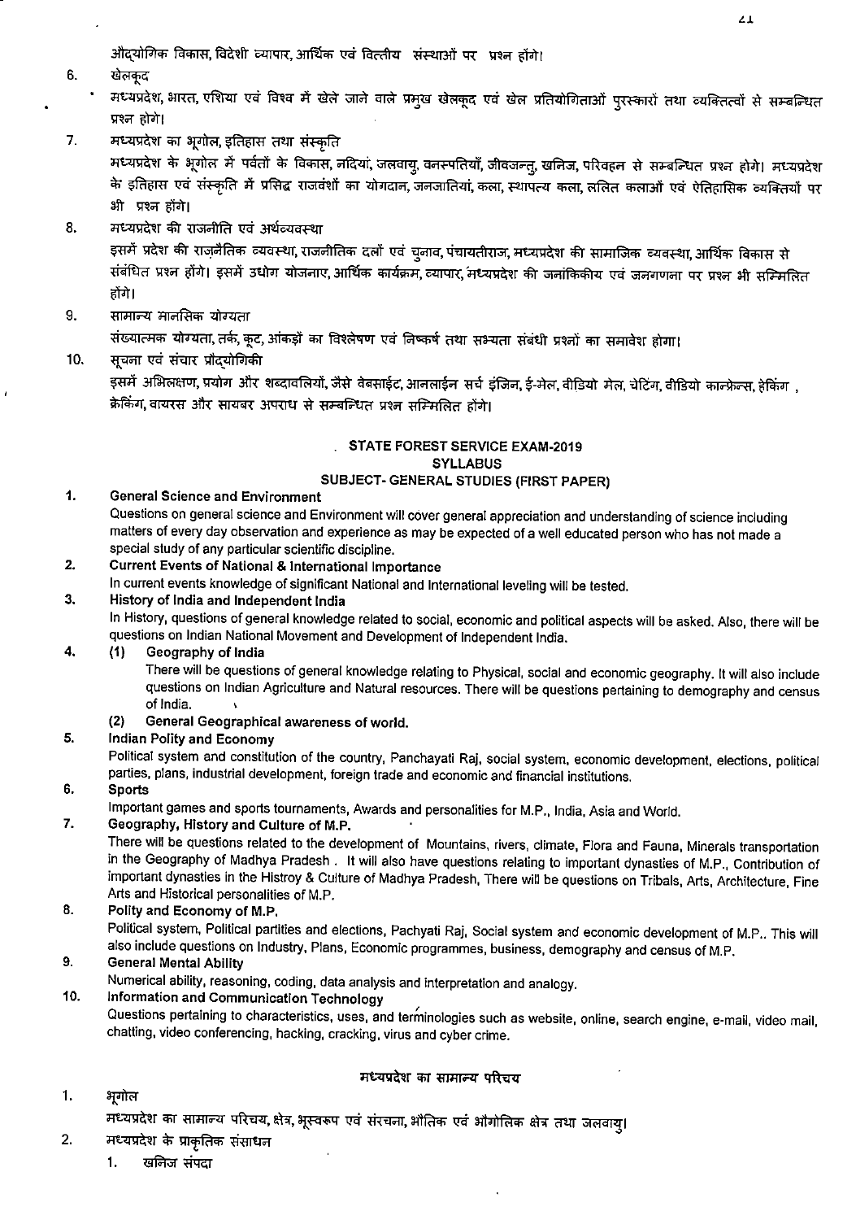औद्योगिक विकास, विदेशी व्यापार, आर्थिक एवं वित्तीय संस्थाओं पर प्रश्न होंगे।

6. खेलकूद
   - मध्यप्रदेश, भारत, एशिया एवं विश्व में खेले जाने वाले प्रमुख खेलकूद एवं खेल प्रतियोगिताओं पुरस्कारों तथा व्यक्तित्वों से सम्बन्धित प्रश्न होंगे।

7. मध्यप्रदेश का भूगोल, इतिहास तथा संस्कृति
   मध्यप्रदेश के भूगोल में पर्वतों के विकास, नदियां, जलवायु, वनस्पतियाँ, जीवजन्तु, खनिज, परिवहन से सम्बन्धित प्रश्न होंगे। मध्यप्रदेश के इतिहास एवं संस्कृति में प्रसिद्व राजवंशों का योगदान, जनजातियां, कला, स्थापत्य कला, ललित कलाओं एवं ऐतिहासिक व्यक्तियों पर भी प्रश्न होंगे।

8. मध्यप्रदेश की राजनीति एवं अर्थव्यवस्था
   इसमें प्रदेश की राजनैतिक व्यवस्था, राजनीतिक दलों एवं चुनाव, पंचायतीराज, मध्यप्रदेश की सामाजिक व्यवस्था, आर्थिक विकास से संबंधित प्रश्न होंगे। इसमें उधोग योजनाए, आर्थिक कार्यक्रम, व्यापार, मध्यप्रदेश की जनांकिकीय एवं जनगणना पर प्रश्न भी सम्मिलित होंगे।

9. सामान्य मानसिक योग्यता
   संख्यात्मक योग्यता, तर्क, कूट, आंकड़ों का विश्लेषण एवं निष्कर्ष तथा सभ्यता संबंधी प्रश्नों का समावेश होगा।

10. सूचना एवं संचार प्रौद्योगिकी
    इसमें अभिलक्षण, प्रयोग और शब्दावलियों, जैसे वेबसाईट, आनलाईन सर्च इंजिन, ई-मेल, वीडियो मेल, चेटिंग, वीडियो कान्फ्रेन्स, हेकिंग , क्रेकिंग, वायरस और सायबर अपराध से सम्बन्धित प्रश्न सम्मिलित होंगे।

## STATE FOREST SERVICE EXAM-2019
### SYLLABUS
### SUBJECT- GENERAL STUDIES (FIRST PAPER)

1. **General Science and Environment**
   Questions on general science and Environment will cover general appreciation and understanding of science including matters of every day observation and experience as may be expected of a well educated person who has not made a special study of any particular scientific discipline.

2. **Current Events of National & International Importance**
   In current events knowledge of significant National and International leveling will be tested.

3. **History of India and Independent India**
   In History, questions of general knowledge related to social, economic and political aspects will be asked. Also, there will be questions on Indian National Movement and Development of Independent India.

4. (1) **Geography of India**
   There will be questions of general knowledge relating to Physical, social and economic geography. It will also include questions on Indian Agriculture and Natural resources. There will be questions pertaining to demography and census of India.

   (2) **General Geographical awareness of world.**

5. **Indian Polity and Economy**
   Political system and constitution of the country, Panchayati Raj, social system, economic development, elections, political parties, plans, industrial development, foreign trade and economic and financial institutions.

6. **Sports**
   Important games and sports tournaments, Awards and personalities for M.P., India, Asia and World.

7. **Geography, History and Culture of M.P.**
   There will be questions related to the development of Mountains, rivers, climate, Flora and Fauna, Minerals transportation in the Geography of Madhya Pradesh . It will also have questions relating to important dynasties of M.P., Contribution of important dynasties in the Histroy & Culture of Madhya Pradesh, There will be questions on Tribals, Arts, Architecture, Fine Arts and Historical personalities of M.P.

8. **Polity and Economy of M.P.**
   Political system, Political partities and elections, Pachyati Raj, Social system and economic development of M.P.. This will also include questions on Industry, Plans, Economic programmes, business, demography and census of M.P.

9. **General Mental Ability**
   Numerical ability, reasoning, coding, data analysis and interpretation and analogy.

10. **Information and Communication Technology**
    Questions pertaining to characteristics, uses, and terminologies such as website, online, search engine, e-mail, video mail, chatting, video conferencing, hacking, cracking, virus and cyber crime.

### मध्यप्रदेश का सामान्य परिचय

1. भूगोल
   मध्यप्रदेश का सामान्य परिचय, क्षेत्र, भूस्वरूप एवं संरचना, भौतिक एवं भौगोलिक क्षेत्र तथा जलवायु।

2. मध्यप्रदेश के प्राकृतिक संसाधन
   1. खनिज संपदा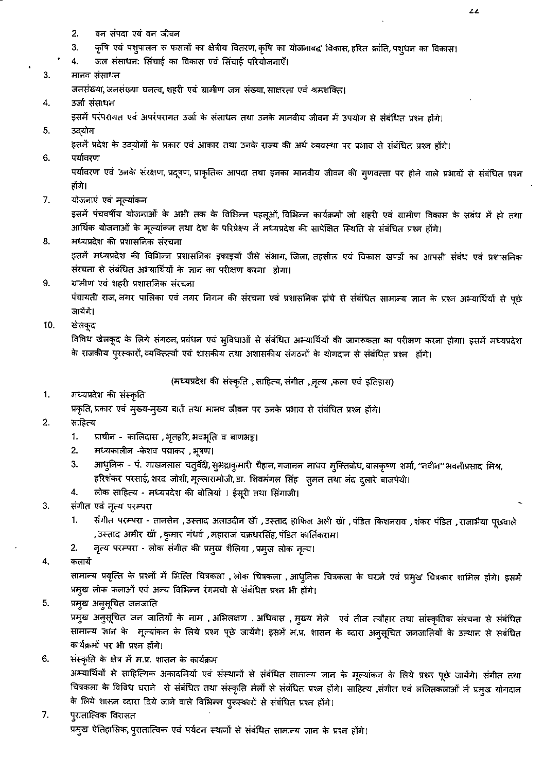2. वन संपदा एवं वन जीवन
3. कृषि एवं पशुपालन रु फसलों का क्षेत्रीय वितरण, कृषि का योजनाबद्ध विकास, हरित क्रांति, पशुधन का विकास।
4. जल संसाधन: सिंचाई का विकास एवं सिंचाई परियोजनाएँ।

3. मानव संसाधन

जनसंख्या, जनसंख्या घनत्व, शहरी एवं ग्रामीण जन संख्या, साक्षरता एवं श्रमशक्ति।

4. उर्जा संसाधन

इसमें परंपरागत एवं अपरंपरागत उर्जा के संसाधन तथा उनके मानवीय जीवन में उपयोग से संबंधित प्रश्न होंगे।

5. उद्योग

इसमें प्रदेश के उद्योगों के प्रकार एवं आकार तथा उनके राज्य की अर्थ व्यवस्था पर प्रभाव से संबंधित प्रश्न होंगे।

6. पर्यावरण

पर्यावरण एवं उनके संरक्षण, प्रदूषण, प्राकृतिक आपदा तथा इनका मानवीय जीवन की गुणवत्ता पर होने वाले प्रभावों से संबंधित प्रश्न होंगे।

7. योजनाएं एवं मूल्यांकन

इसमें पंचवर्षीय योजनाओं के अभी तक के विभिन्न पहलूओं, विभिन्न कार्यक्रमों जो शहरी एवं ग्रामीण विकास के सबंध में हो तथा आर्थिक योजनाओं के मूल्यांकन तथा देश के परिप्रेक्ष्य में मध्यप्रदेश की सापेक्षित स्थिति से संबंधित प्रश्न होंगे।

8. मध्यप्रदेश की प्रशासनिक संरचना

इसमें मध्यप्रदेश की विभिन्न प्रशासनिक इकाइयों जैसे संभाग, जिला, तहसील एवं विकास खण्डों का आपसी संबंध एवं प्रशासनिक संरचना से संबंधित अभ्यार्थियों के ज्ञान का परीक्षण करना होगा।

9. ग्रामीण एवं शहरी प्रशासनिक संरचना

पंचायती राज, नगर पालिका एवं नगर निगम की संरचना एवं प्रशासनिक ढांचे से संबंधित सामान्य ज्ञान के प्रश्न अभ्यार्थियों से पूछे जायेंगें।

10. खेलकूद

विविध खेलकूद के लिये संगठन, प्रबंधन एवं सुविधाओं से संबंधित अभ्यार्थियों की जागरूकता का परीक्षण करना होगा। इसमें मध्यप्रदेश के राजकीय पुरस्कारों, व्यक्तित्वों एवं शासकीय तथा अशासकीय संगठनों के योगदान से संबंधित प्रश्न होंगे।

## (मध्यप्रदेश की संस्कृति , साहित्य, संगीत , नृत्य ,कला एवं इतिहास)

1. मध्यप्रदेश की संस्कृति

प्रकृति, प्रकार एवं मुख्य-मुख्य बातें तथा मानव जीवन पर उनके प्रभाव से संबंधित प्रश्न होंगे।

2. साहित्य
   1. प्राचीन - कालिदास , भृतहरि, भवभूति व बाणभट्ट।
   2. मध्यकालीन -केशव पद्माकर , भूषण।
   3. आधुनिक - पं. माखनलाल चतुर्वेदी, सुभद्राकुमारी चैहान, गजानन माधव मुक्तिबोध, बालकृष्ण शर्मा, "नवीन" भवनीप्रसाद मिश्र, हरिशंकर परसाई, शरद जोशी, मुल्लारामोजी, डा. शिवमंगल सिंह सुमन तथा नंद दुलारे बाजपेयी।
   4. लोक साहित्य - मध्यप्रदेश की बोलियां । ईसुरी तथा सिंगाजी।

3. संगीत एवं नृत्य परम्परा
   1. संगीत परम्परा - तानसेन , उस्ताद अलाउदीन खॉ , उस्ताद हाफिज अली खॉ , पंडित किशनराव , शंकर पंडित , राजाभैया पूछवाले , उस्ताद अमीर खॉ , कुमार गंधर्व , महाराज चक्रधरसिंह, पंडित कार्तिकराम।
   2. नृत्य परम्परा - लोक संगीत की प्रमुख शैलिया , प्रमुख लोक नृत्य।

4. कलायें

सामान्य प्रवृत्ति के प्रश्नों में भित्ति चित्रकला , लोक चित्रकला , आधुनिक चित्रकला के घराने एवं प्रमुख चित्रकार शामिल होंगे। इसमें प्रमुख लोक कलाओं एवं अन्य विभिन्न रंगमचो से संबंधित प्रश्न भी होंगे।

5. प्रमुख अनुसूचित जनजाति

प्रमुख अनुसूचित जन जातियों के नाम , अभिलक्षण , अधिवास , मुख्य मेले एवं तीज त्यौहार तथा सांस्कृतिक संरचना से संबंधित सामान्य ज्ञान के मूल्यांकन के लिये प्रश्न पूछे जायेंगे। इसमें म.प्र. शासन के व्दारा अनुसूचित जनजातियों के उत्थान से संबंधित कार्यक्रमों पर भी प्रश्न होंगे।

6. संस्कृति के क्षेत्र में म.प्र. शासन के कार्यक्रम

अभ्यार्थियों से साहित्यिक अकादमियों एवं संस्थानों से संबंधित सामान्य ज्ञान के मूल्यांकन के लिये प्रश्न पूछे जायेंगे। संगीत तथा चित्रकला के विविध घराने से संबंधित तथा संस्कृति मेलों से संबंधित प्रश्न होंगे। साहित्य ,संगीत एवं ललितकलाओं में प्रमुख योगदान के लिये शासन व्दारा दिये जाने वाले विभिन्न पुरूस्कारों से संबंधित प्रश्न होंगे।

7. पुरातात्विक विरासत

प्रमुख ऐतिहासिक, पुरातात्विक एवं पर्यटन स्थानों से संबंधित सामान्य ज्ञान के प्रश्न होंगे।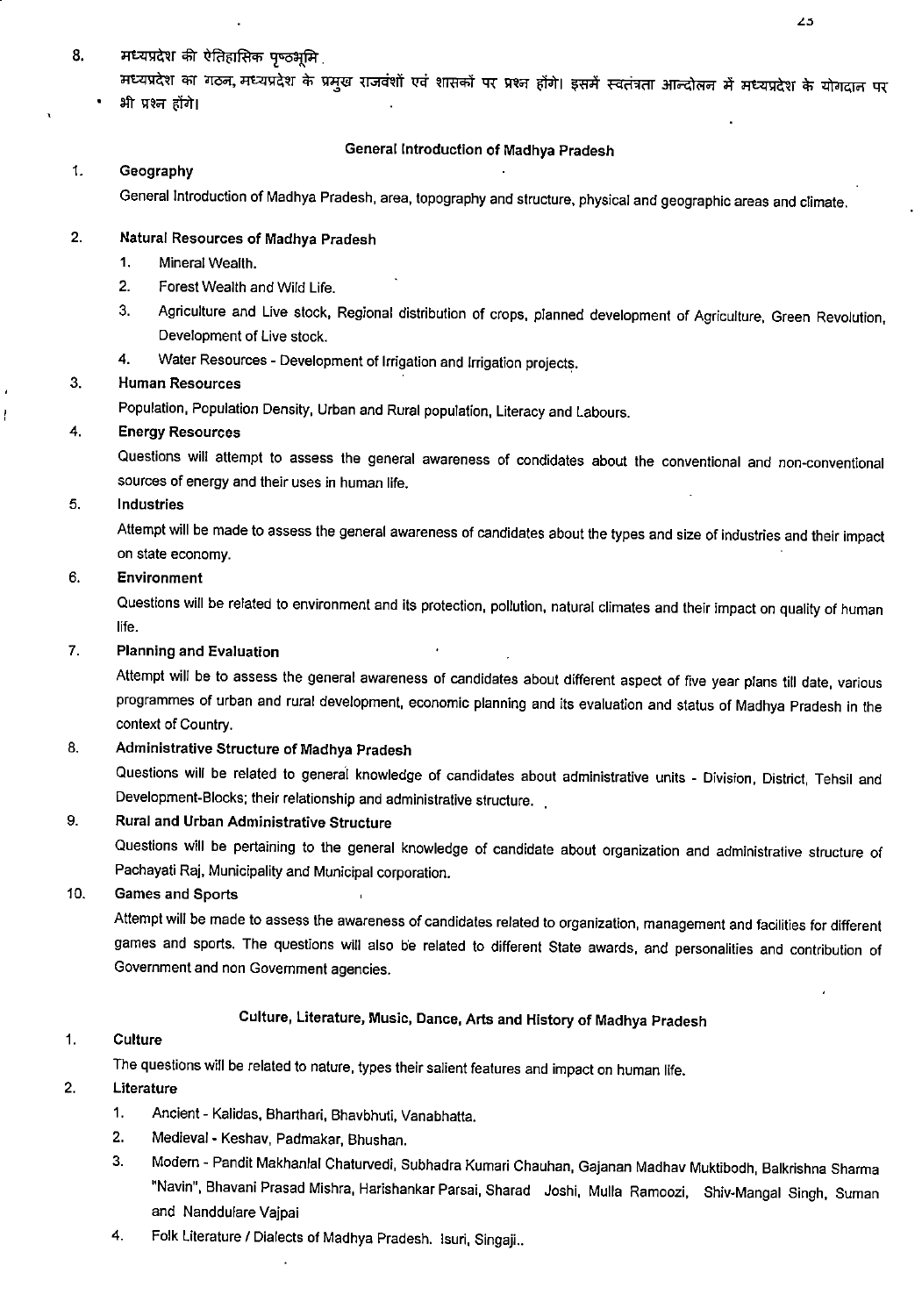8. मध्यप्रदेश की ऐतिहासिक पृष्ठभूमि.

मध्यप्रदेश का गठन, मध्यप्रदेश के प्रमुख राजवंशों एवं शासकों पर प्रश्न होंगे। इसमें स्वतंत्रता आन्दोलन में मध्यप्रदेश के योगदान पर भी प्रश्न होंगे।

## General Introduction of Madhya Pradesh

1. **Geography**

   General Introduction of Madhya Pradesh, area, topography and structure, physical and geographic areas and climate.

2. **Natural Resources of Madhya Pradesh**
   1. Mineral Wealth.
   2. Forest Wealth and Wild Life.
   3. Agriculture and Live stock, Regional distribution of crops, planned development of Agriculture, Green Revolution, Development of Live stock.
   4. Water Resources - Development of Irrigation and Irrigation projects.

3. **Human Resources**

   Population, Population Density, Urban and Rural population, Literacy and Labours.

4. **Energy Resources**

   Questions will attempt to assess the general awareness of condidates about the conventional and non-conventional sources of energy and their uses in human life.

5. **Industries**

   Attempt will be made to assess the general awareness of candidates about the types and size of industries and their impact on state economy.

6. **Environment**

   Questions will be related to environment and its protection, pollution, natural climates and their impact on quality of human life.

7. **Planning and Evaluation**

   Attempt will be to assess the general awareness of candidates about different aspect of five year plans till date, various programmes of urban and rural development, economic planning and its evaluation and status of Madhya Pradesh in the context of Country.

8. **Administrative Structure of Madhya Pradesh**

   Questions will be related to general knowledge of candidates about administrative units - Division, District, Tehsil and Development-Blocks; their relationship and administrative structure.

9. **Rural and Urban Administrative Structure**

   Questions will be pertaining to the general knowledge of candidate about organization and administrative structure of Pachayati Raj, Municipality and Municipal corporation.

10. **Games and Sports**

    Attempt will be made to assess the awareness of candidates related to organization, management and facilities for different games and sports. The questions will also be related to different State awards, and personalities and contribution of Government and non Government agencies.

## Culture, Literature, Music, Dance, Arts and History of Madhya Pradesh

1. **Culture**

   The questions will be related to nature, types their salient features and impact on human life.

2. **Literature**
   1. Ancient - Kalidas, Bharthari, Bhavbhuti, Vanabhatta.
   2. Medieval - Keshav, Padmakar, Bhushan.
   3. Modern - Pandit Makhanlal Chaturvedi, Subhadra Kumari Chauhan, Gajanan Madhav Muktibodh, Balkrishna Sharma "Navin", Bhavani Prasad Mishra, Harishankar Parsai, Sharad Joshi, Mulla Ramoozi, Shiv-Mangal Singh, Suman and Nanddulare Vajpai
   4. Folk Literature / Dialects of Madhya Pradesh. Isuri, Singaji..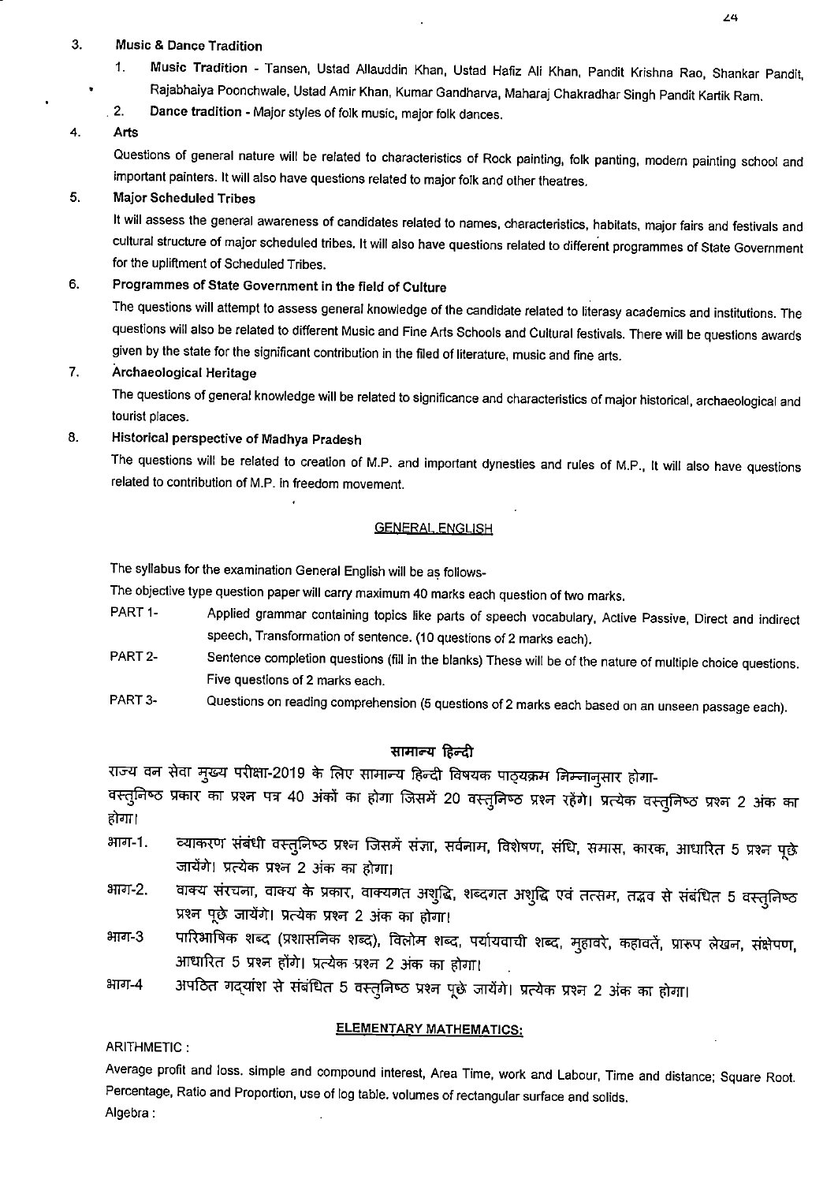3. **Music & Dance Tradition**
    1. **Music Tradition** - Tansen, Ustad Allauddin Khan, Ustad Hafiz Ali Khan, Pandit Krishna Rao, Shankar Pandit, Rajabhaiya Poonchwale, Ustad Amir Khan, Kumar Gandharva, Maharaj Chakradhar Singh Pandit Kartik Ram.
    2. **Dance tradition** - Major styles of folk music, major folk dances.

4. **Arts**

    Questions of general nature will be related to characteristics of Rock painting, folk panting, modern painting school and important painters. It will also have questions related to major folk and other theatres.

5. **Major Scheduled Tribes**

    It will assess the general awareness of candidates related to names, characteristics, habitats, major fairs and festivals and cultural structure of major scheduled tribes. It will also have questions related to different programmes of State Government for the upliftment of Scheduled Tribes.

6. **Programmes of State Government in the field of Culture**

    The questions will attempt to assess general knowledge of the candidate related to literasy academics and institutions. The questions will also be related to different Music and Fine Arts Schools and Cultural festivals. There will be questions awards given by the state for the significant contribution in the filed of literature, music and fine arts.

7. **Archaeological Heritage**

    The questions of general knowledge will be related to significance and characteristics of major historical, archaeological and tourist places.

8. **Historical perspective of Madhya Pradesh**

    The questions will be related to creation of M.P. and important dynesties and rules of M.P., It will also have questions related to contribution of M.P. in freedom movement.

## GENERAL ENGLISH

The syllabus for the examination General English will be as follows-

The objective type question paper will carry maximum 40 marks each question of two marks.

- PART 1- Applied grammar containing topics like parts of speech vocabulary, Active Passive, Direct and indirect speech, Transformation of sentence. (10 questions of 2 marks each).
- PART 2- Sentence completion questions (fill in the blanks) These will be of the nature of multiple choice questions. Five questions of 2 marks each.
- PART 3- Questions on reading comprehension (5 questions of 2 marks each based on an unseen passage each).

## सामान्य हिन्दी

राज्य वन सेवा मुख्य परीक्षा-2019 के लिए सामान्य हिन्दी विषयक पाठ्यक्रम निम्नानुसार होगा-

वस्तुनिष्ठ प्रकार का प्रश्न पत्र 40 अंकों का होगा जिसमें 20 वस्तुनिष्ठ प्रश्न रहेंगे। प्रत्येक वस्तुनिष्ठ प्रश्न 2 अंक का होगा।

- भाग-1. व्याकरण संबंधी वस्तुनिष्ठ प्रश्न जिसमें संज्ञा, सर्वनाम, विशेषण, संधि, समास, कारक, आधारित 5 प्रश्न पूछे जायेंगे। प्रत्येक प्रश्न 2 अंक का होगा।
- भाग-2. वाक्य संरचना, वाक्य के प्रकार, वाक्यगत अशुद्धि, शब्दगत अशुद्धि एवं तत्सम, तद्भव से संबंधित 5 वस्तुनिष्ठ प्रश्न पूछे जायेंगे। प्रत्येक प्रश्न 2 अंक का होगा।
- भाग-3 पारिभाषिक शब्द (प्रशासनिक शब्द), विलोम शब्द, पर्यायवाची शब्द, मुहावरे, कहावतें, प्रारूप लेखन, संक्षेपण, आधारित 5 प्रश्न होंगे। प्रत्येक प्रश्न 2 अंक का होगा।
- भाग-4 अपठित गद्यांश से संबंधित 5 वस्तुनिष्ठ प्रश्न पूछे जायेंगे। प्रत्येक प्रश्न 2 अंक का होगा।

## ELEMENTARY MATHEMATICS:

ARITHMETIC :

Average profit and loss. simple and compound interest, Area Time, work and Labour, Time and distance; Square Root. Percentage, Ratio and Proportion, use of log table. volumes of rectangular surface and solids.

Algebra :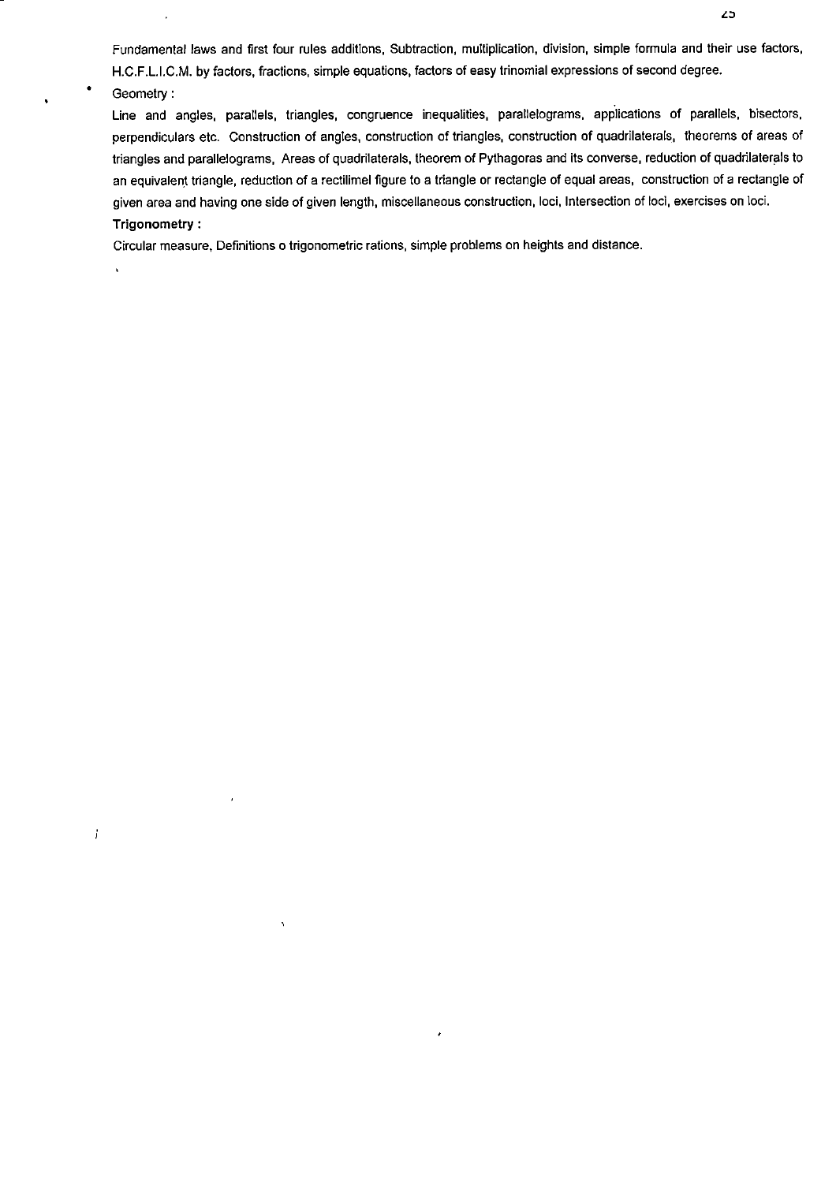Fundamental laws and first four rules additions, Subtraction, multiplication, division, simple formula and their use factors, H.C.F.L.I.C.M. by factors, fractions, simple equations, factors of easy trinomial expressions of second degree.

- Geometry :

Line and angles, parallels, triangles, congruence inequalities, parallelograms, applications of parallels, bisectors, perpendiculars etc. Construction of angles, construction of triangles, construction of quadrilaterals, theorems of areas of triangles and parallelograms, Areas of quadrilaterals, theorem of Pythagoras and its converse, reduction of quadrilaterals to an equivalent triangle, reduction of a rectilimel figure to a triangle or rectangle of equal areas, construction of a rectangle of given area and having one side of given length, miscellaneous construction, loci, Intersection of loci, exercises on loci.

**Trigonometry :**

Circular measure, Definitions o trigonometric rations, simple problems on heights and distance.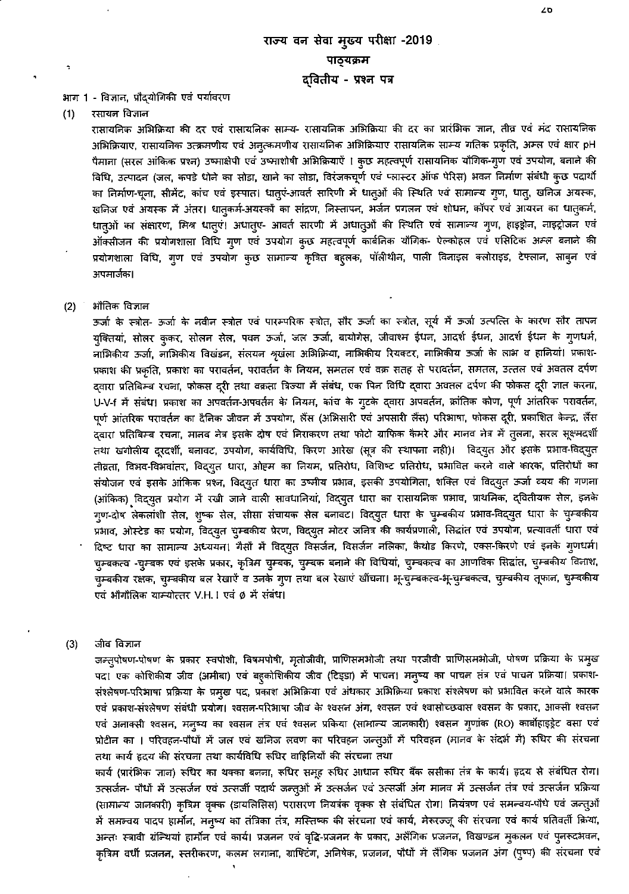# राज्य वन सेवा मुख्य परीक्षा -2019

## पाठ्यक्रम

## द्वितीय - प्रश्न पत्र

भाग 1 - विज्ञान, प्रौद्योगिकी एवं पर्यावरण

(1) रसायन विज्ञान

रासायनिक अभिक्रिया की दर एवं रासायनिक साम्य- रासायनिक अभिक्रिया की दर का प्रारंभिक ज्ञान, तीव्र एवं मंद रासायनिक अभिक्रियाए, रासायनिक उत्क्रमणीय एवं अनुत्क्रमणीय रासायनिक अभिक्रियाए रासायनिक साम्य गतिक प्रकृति, अम्ल एवं क्षार pH पैमाना (सरल आंकिक प्रश्न) उष्माक्षेपी एवं उष्माशोषी अभिक्रियाएँ । कुछ महत्वपूर्ण रासायनिक यौगिक-गुण एवं उपयोग, बनाने की विधि, उत्पादन (जल, कपडे धोने का सोडा, खाने का सोडा, विरंजकचूर्ण एवं प्लास्टर ऑफ पेरिस) भवन निर्माण संबंधी कुछ पदार्थो का निर्माण-चूना, सीमेंट, कांच एवं इस्पात। धातुएं-आवर्त सारिणी में धातुओं की स्थिति एवं सामान्य गुण, धातु, खनिज अयस्क, खनिज एवं अयस्क में अंतर। धातुकर्म-अयस्कों का सांद्रण, निस्तापन, भर्जन प्रगलन एवं शोधन, कॉपर एवं आयरन का धातुकर्म, धातुओं का संक्षारण, मिश्र धातुएं। अधातुए- आवर्त सारणी में अधातुओं की स्थिति एवं सामान्य गुण, हाइड्रोन, नाइट्रोजन एवं ऑक्सीजन की प्रयोगशाला विधि गुण एवं उपयोग कुछ महत्वपूर्ण कार्बनिक यौगिक- ऐल्कोहल एवं एसिटिक अम्ल बनाने की प्रयोगशाला विधि, गुण एवं उपयोग कुछ सामान्य कृत्रित बहुलक, पॉलीथीन, पाली विनाइल क्लोराइड, टेफ्लान, साबुन एवं अपमार्जक।

(2) भौतिक विज्ञान

ऊर्जा के स्त्रोत- ऊर्जा के नवीन स्त्रोत एवं पारम्परिक स्त्रोत, सौर ऊर्जा का स्त्रोत, सूर्य में ऊर्जा उत्पत्ति के कारण सौर तापन युक्तियां, सोलर कुकर, सोलन सेल, पवन ऊर्जा, जल ऊर्जा, बायोगेस, जीवाश्म ईधन, आदर्श ईधन, आदर्श ईधन के गुणधर्म, नाभिकीय ऊर्जा, नाभिकीय विखंडन, संलयन श्रृंखला अभिक्रिया, नाभिकीय रियक्टर, नाभिकीय ऊर्जा के लाभ व हानियां। प्रकाश- प्रकाश की प्रकृति, प्रकाश का परावर्तन, परावर्तन के नियम, समतल एवं वक्र सतह से परावर्तन, समतल, उत्तल एवं अवतल दर्पण द्वारा प्रतिबिम्ब रचना, फोकस दूरी तथा वक्रता त्रिज्या में संबंध, एक पिन विधि द्वारा अवतल दर्पण की फोकस दूरी ज्ञात करना, U-V-f में संबंध। प्रकाश का अपवर्तन-अपवर्तन के नियम, कांच के गुटके द्वारा अपवर्तन, क्रांतिक कोण, पूर्ण आंतरिक परावर्तन, पूर्ण आंतरिक परावर्तन का दैनिक जीवन में उपयोग, लैंस (अभिसारी एवं अपसारी लैंस) परिभाषा, फोकस दूरी, प्रकाशित केन्द्र, लैंस द्वारा प्रतिबिम्ब रचना, मानव नेत्र इसके दोष एवं निराकरण तथा फोटो ग्राफिक कैमरे और मानव नेत्र में तुलना, सरल सूक्ष्मदर्शी तथा खगोलीय दूरदर्शी, बनावट, उपयोग, कार्यविधि, किरण आरेख (सूत्र की स्थापना नही)। विद्युत और इसके प्रभाव-विद्युत तीव्रता, विभव-विभवांतर, विद्युत धारा, ओहम का नियम, प्रतिरोध, विशिष्ट प्रतिरोध, प्रभावित करने वाले कारक, प्रतिरोधों का संयोजन एवं इसके आंकिक प्रश्न, विद्युत धारा का उष्मीय प्रभाव, इसकी उपयोगिता, शक्ति एवं विद्युत ऊर्जा व्यय की गणना (आंकिक) विद्युत प्रयोग में रखी जाने वाली सावधानियां, विद्युत धारा का रासायनिक प्रभाव, प्राथमिक, द्वितीयक सेल, इनके गुण-दोष लेकलांशी सेल, शुष्क सेल, सीसा संचायक सेल बनावट। विद्युत धारा के चुम्बकीय प्रभाव-विद्युत धारा के चुम्बकीय प्रभाव, ओस्टेड का प्रयोग, विद्युत चुम्बकीय प्रेरण, विद्युत मोटर जनित्र की कार्यप्रणाली, सिद्धांत एवं उपयोग, प्रत्यावर्ती धारा एवं दिष्ट धारा का सामान्य अध्ययन। गैसों में विद्युत विसर्जन, विसर्जन नलिका, कैथोड किरणे, एक्स-किरणे एवं इनके गुणधर्म। चुम्बकत्व -चुम्बक एवं इसके प्रकार, कृत्रिम चुम्बक, चुम्बक बनाने की विधियां, चुम्बकत्व का आणविक सिद्धांत, चुम्बकीय विनाश, चुम्बकीय रक्षक, चुम्बकीय बल रेखाएँ व उनके गुण तथा बल रेखाएं खींचना। भू-चुम्बकत्व-भू-चुम्बकत्व, चुम्बकीय तूफान, चुम्बकीय एवं भौगोलिक याम्योत्तर V.H. I एवं ø में संबंध।

(3) जीव विज्ञान

जन्तुपोषण-पोषण के प्रकार स्वपोशी, विषमपोषी, मृतोजीवी, प्राणिसमभोजी तथा परजीवी प्राणिसमभोजी, पोषण प्रक्रिया के प्रमुख पद। एक कोशिकीय जीव (अमीबा) एवं बहुकोशिकीय जीव (टिड्डा) में पाचन। मनुष्य का पाचन तंत्र एवं पाचन प्रक्रिया। प्रकाश-संश्लेषण-परिभाषा प्रक्रिया के प्रमुख पद, प्रकाश अभिक्रिया एवं अंधकार अभिक्रिया प्रकाश संश्लेषण को प्रभावित करने वाले कारक एवं प्रकाश-संश्लेषण संबंधी प्रयोग। श्वसन-परिभाषा जीव के श्वसन अंग, श्वसन एवं श्वासोच्छवास श्वसन के प्रकार, आक्सी श्वसन एवं अनाक्सी श्वसन, मनुष्य का श्वसन तंत्र एवं श्वसन प्रकिया (सामान्य जानकारी) श्वसन गुणांक (RO) कार्बोहाइड्रेट वसा एवं प्रोटीन का । परिवहन-पौधों में जल एवं खनिज लवण का परिवहन जन्तुओं में परिवहन (मानव के संदर्भ में) रुधिर की संरचना तथा कार्य हृदय की संरचना तथा कार्यविधि रुधिर वाहिनियों की संरचना तथा

कार्य (प्रारंभिक ज्ञान) रुधिर का थक्का बनना, रुधिर समूह रुधिर आधान रुधिर बैंक लसीका तंत्र के कार्य। हृदय से संबंधित रोग। उत्सर्जन- पौधों में उत्सर्जन एवं उत्सर्जी पदार्थ जन्तुओं में उत्सर्जन एवं उत्सर्जी अंग मानव में उत्सर्जन तंत्र एवं उत्सर्जन प्रक्रिया (सामान्य जानकारी) कृत्रिम वृक्क (डायलिसिस) परासरण नियत्रंक वृक्क से संबंधित रोग। नियंत्रण एवं समन्वय-पौधे एवं जन्तुओं में समन्वय पादप हार्मोन, मनुष्य का तंत्रिका तंत्र, मस्तिष्क की संरचना एवं कार्य, मेरुरज्जू की संरचना एवं कार्य प्रतिवर्ती क्रिया, अन्तः स्त्रावी ग्रंथियां हार्मोन एवं कार्य। प्रजनन एवं वृद्धि-प्रजनन के प्रकार, अलैंगिक प्रजनन, विखण्डन मुकलन एवं पुनरुदभवन, कृत्रिम वर्धी प्रजनन, स्तरीकरण, कलम लगाना, ग्राफ्टिंग, अनिषेक, प्रजनन, पौधों में लैंगिक प्रजनन अंग (पुष्प) की संरचना एवं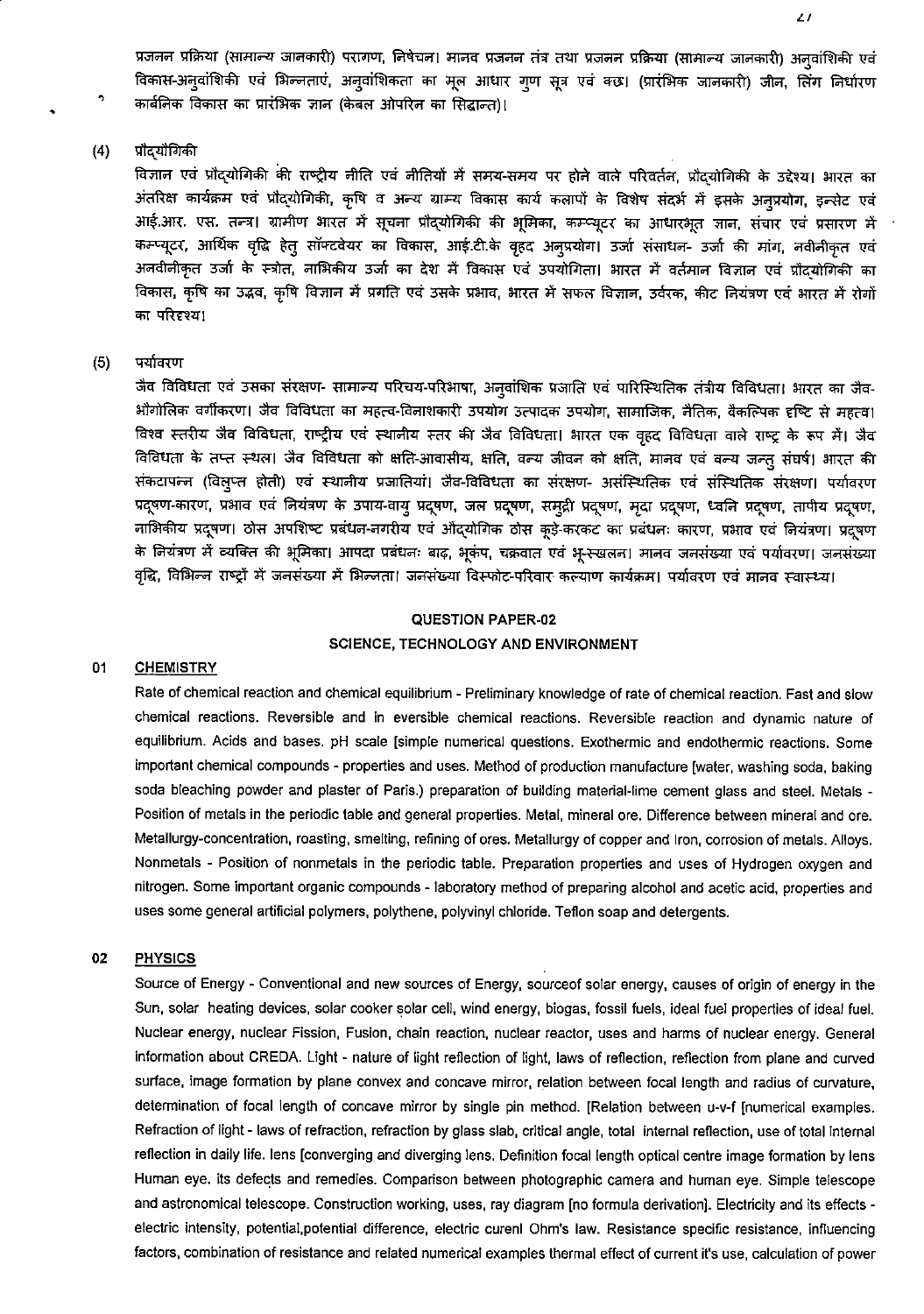प्रजनन प्रक्रिया (सामान्य जानकारी) परागण, निषेचन। मानव प्रजनन तंत्र तथा प्रजनन प्रक्रिया (सामान्य जानकारी) अनुवांशिकी एवं विकास-अनुवांशिकी एवं भिन्नताएं, अनुवांशिकता का मूल आधार गुण सूत्र एवं क्छ। (प्रारंभिक जानकारी) जीन, लिंग निर्धारण कार्बनिक विकास का प्रारंभिक ज्ञान (केवल ओपरिन का सिद्धान्त)।

(4) प्रौद्योगिकी

विज्ञान एवं प्रौद्योगिकी की राष्ट्रीय नीति एवं नीतियों में समय-समय पर होने वाले परिवर्तन, प्रौद्योगिकी के उद्देश्य। भारत का अंतरिक्ष कार्यक्रम एवं प्रौद्योगिकी, कृषि व अन्य ग्राम्य विकास कार्य कलापों के विशेष संदर्भ में इसके अनुप्रयोग, इन्सेट एवं आई.आर. एस. तन्त्र। ग्रामीण भारत में सूचना प्रौद्योगिकी की भूमिका, कम्प्यूटर का आधारभूत ज्ञान, संचार एवं प्रसारण में कम्प्यूटर, आर्थिक वृद्धि हेतु सॉफ्टवेयर का विकास, आई.टी.के वृहद अनुप्रयोग। उर्जा संसाधन- उर्जा की मांग, नवीनीकृत एवं अनवीनीकृत उर्जा के स्त्रोत, नाभिकीय उर्जा का देश में विकास एवं उपयोगिता। भारत में वर्तमान विज्ञान एवं प्रौद्योगिकी का विकास, कृषि का उद्भव, कृषि विज्ञान में प्रगति एवं उसके प्रभाव, भारत में सफल विज्ञान, उर्वरक, कीट नियंत्रण एवं भारत में रोगों का परिदृश्य।

(5) पर्यावरण

जैव विविधता एवं उसका संरक्षण- सामान्य परिचय-परिभाषा, अनुवांशिक प्रजाति एवं पारिस्थितिक तंत्रीय विविधता। भारत का जैव-भौगोलिक वर्गीकरण। जैव विविधता का महत्व-विनाशकारी उपयोग उत्पादक उपयोग, सामाजिक, नैतिक, वैकल्पिक दृष्टि से महत्व। विश्व स्तरीय जैव विविधता, राष्ट्रीय एवं स्थानीय स्तर की जैव विविधता। भारत एक वृहद विविधता वाले राष्ट्र के रूप में। जैव विविधता के तप्त स्थल। जैव विविधता को क्षति-आवासीय, क्षति, वन्य जीवन को क्षति, मानव एवं वन्य जन्तु संघर्ष। भारत की संकटापन्न (विलुप्त होती) एवं स्थानीय प्रजातियां। जैव-विविधता का संरक्षण- असंस्थितिक एवं संस्थितिक संरक्षण। पर्यावरण प्रदूषण-कारण, प्रभाव एवं नियंत्रण के उपाय-वायु प्रदूषण, जल प्रदूषण, समुद्री प्रदूषण, मृदा प्रदूषण, ध्वनि प्रदूषण, तापीय प्रदूषण, नाभिकीय प्रदूषण। ठोस अपशिष्ट प्रबंधन-नगरीय एवं औद्योगिक ठोस कूड़े-करकट का प्रबंधनः कारण, प्रभाव एवं नियंत्रण। प्रदूषण के नियंत्रण में व्यक्ति की भूमिका। आपदा प्रबंधनः बाढ़, भूकंप, चक्रवात एवं भू-स्खलन। मानव जनसंख्या एवं पर्यावरण। जनसंख्या वृद्धि, विभिन्न राष्ट्रों में जनसंख्या में भिन्नता। जनसंख्या विस्फोट-परिवार कल्याण कार्यक्रम। पर्यावरण एवं मानव स्वास्थ्य।

## QUESTION PAPER-02

## SCIENCE, TECHNOLOGY AND ENVIRONMENT

### 01 CHEMISTRY

Rate of chemical reaction and chemical equilibrium - Preliminary knowledge of rate of chemical reaction. Fast and slow chemical reactions. Reversible and in eversible chemical reactions. Reversible reaction and dynamic nature of equilibrium. Acids and bases. pH scale [simple numerical questions. Exothermic and endothermic reactions. Some important chemical compounds - properties and uses. Method of production manufacture [water, washing soda, baking soda bleaching powder and plaster of Paris.) preparation of building material-lime cement glass and steel. Metals - Position of metals in the periodic table and general properties. Metal, mineral ore. Difference between mineral and ore. Metallurgy-concentration, roasting, smelting, refining of ores. Metallurgy of copper and Iron, corrosion of metals. Alloys. Nonmetals - Position of nonmetals in the periodic table. Preparation properties and uses of Hydrogen oxygen and nitrogen. Some important organic compounds - laboratory method of preparing alcohol and acetic acid, properties and uses some general artificial polymers, polythene, polyvinyl chloride. Teflon soap and detergents.

### 02 PHYSICS

Source of Energy - Conventional and new sources of Energy, sourceof solar energy, causes of origin of energy in the Sun, solar heating devices, solar cooker solar cell, wind energy, biogas, fossil fuels, ideal fuel properties of ideal fuel. Nuclear energy, nuclear Fission, Fusion, chain reaction, nuclear reactor, uses and harms of nuclear energy. General information about CREDA. Light - nature of light reflection of light, laws of reflection, reflection from plane and curved surface, image formation by plane convex and concave mirror, relation between focal length and radius of curvature, determination of focal length of concave mirror by single pin method. [Relation between u-v-f [numerical examples. Refraction of light - laws of refraction, refraction by glass slab, critical angle, total internal reflection, use of total internal reflection in daily life. lens [converging and diverging lens. Definition focal length optical centre image formation by lens Human eye. its defects and remedies. Comparison between photographic camera and human eye. Simple telescope and astronomical telescope. Construction working, uses, ray diagram [no formula derivation]. Electricity and its effects - electric intensity, potential,potential difference, electric curenl Ohm's law. Resistance specific resistance, influencing factors, combination of resistance and related numerical examples thermal effect of current it's use, calculation of power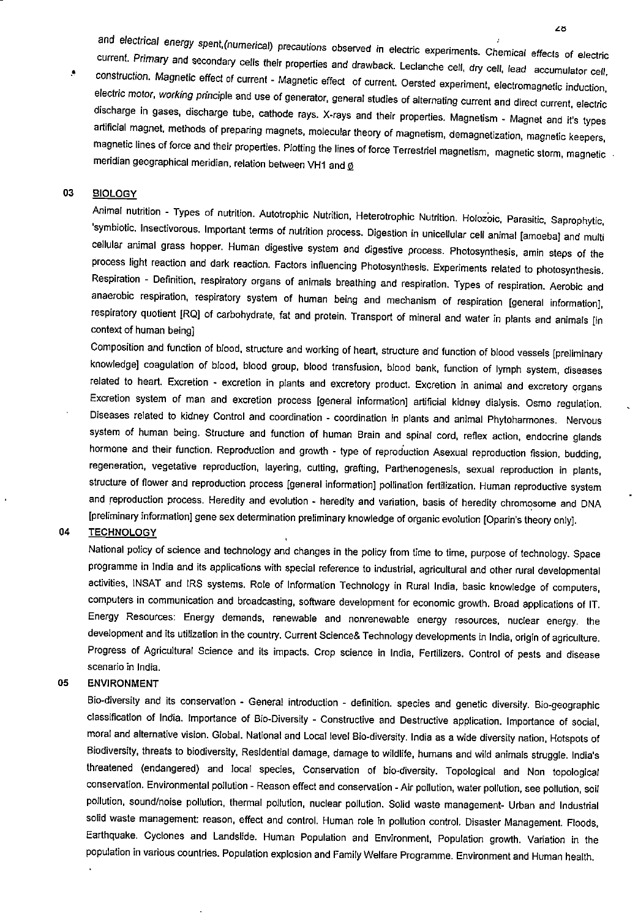and electrical energy spent,(numerical) precautions observed in electric experiments. Chemical effects of electric current. Primary and secondary cells their properties and drawback. Leclanche cell, dry cell, lead accumulator cell, construction. Magnetic effect of current - Magnetic effect of current. Oersted experiment, electromagnetic induction, electric motor, working principle and use of generator, general studies of alternating current and direct current, electric discharge in gases, discharge tube, cathode rays. X-rays and their properties. Magnetism - Magnet and it's types artificial magnet, methods of preparing magnets, molecular theory of magnetism, demagnetization, magnetic keepers, magnetic lines of force and their properties. Plotting the lines of force Terrestriel magnetism, magnetic storm, magnetic meridian geographical meridian, relation between VH1 and ø

## 03 BIOLOGY

Animal nutrition - Types of nutrition. Autotrophic Nutrition, Heterotrophic Nutrition. Holozoic, Parasitic, Saprophytic, 'symbiotic. Insectivorous. Important terms of nutrition process. Digestion in unicellular cell animal [amoeba] and multi cellular animal grass hopper. Human digestive system and digestive process. Photosynthesis, amin steps of the process light reaction and dark reaction. Factors influencing Photosynthesis. Experiments related to photosynthesis. Respiration - Definition, respiratory organs of animals breathing and respiration. Types of respiration. Aerobic and anaerobic respiration, respiratory system of human being and mechanism of respiration [general information], respiratory quotient [RQ] of carbohydrate, fat and protein. Transport of mineral and water in plants and animals [in context of human being]

Composition and function of blood, structure and working of heart, structure and function of blood vessels [preliminary knowledge] coagulation of blood, blood group, blood transfusion, blood bank, function of lymph system, diseases related to heart. Excretion - excretion in plants and excretory product. Excretion in animal and excretory organs Excretion system of man and excretion process [general information] artificial kidney dialysis. Osmo regulation. Diseases related to kidney Control and coordination - coordination in plants and animal Phytoharmones. Nervous system of human being. Structure and function of human Brain and spinal cord, reflex action, endocrine glands hormone and their function. Reproduction and growth - type of reproduction Asexual reproduction fission, budding, regeneration, vegetative reproduction, layering, cutting, grafting, Parthenogenesis, sexual reproduction in plants, structure of flower and reproduction process [general information] pollination fertilization. Human reproductive system and reproduction process. Heredity and evolution - heredity and variation, basis of heredity chromosome and DNA [preliminary information] gene sex determination preliminary knowledge of organic evolution [Oparin's theory only].

## 04 TECHNOLOGY

National policy of science and technology and changes in the policy from time to time, purpose of technology. Space programme in India and its applications with special reference to industrial, agricultural and other rural developmental activities, INSAT and IRS systems. Role of Information Technology in Rural India, basic knowledge of computers, computers in communication and broadcasting, software development for economic growth. Broad applications of IT. Energy Resources: Energy demands, renewable and nonrenewable energy resources, nuclear energy. the development and its utilization in the country. Current Science& Technology developments in India, origin of agriculture. Progress of Agricultural Science and its impacts. Crop science in India, Fertilizers. Control of pests and disease scenario in India.

## 05 ENVIRONMENT

Bio-diversity and its conservation - General introduction - definition. species and genetic diversity. Bio-geographic classification of India. Importance of Bio-Diversity - Constructive and Destructive application. Importance of social, moral and alternative vision. Global. National and Local level Bio-diversity. India as a wide diversity nation, Hotspots of Biodiversity, threats to biodiversity, Residential damage, damage to wildlife, humans and wild animals struggle. India's threatened (endangered) and local species, Conservation of bio-diversity. Topological and Non topological conservation. Environmental pollution - Reason effect and conservation - Air pollution, water pollution, see pollution, soil pollution, sound/noise pollution, thermal pollution, nuclear pollution. Solid waste management- Urban and Industrial solid waste management: reason, effect and control. Human role in pollution control. Disaster Management. Floods, Earthquake. Cyclones and Landslide. Human Population and Environment, Population growth. Variation in the population in various countries. Population explosion and Family Welfare Programme. Environment and Human health.